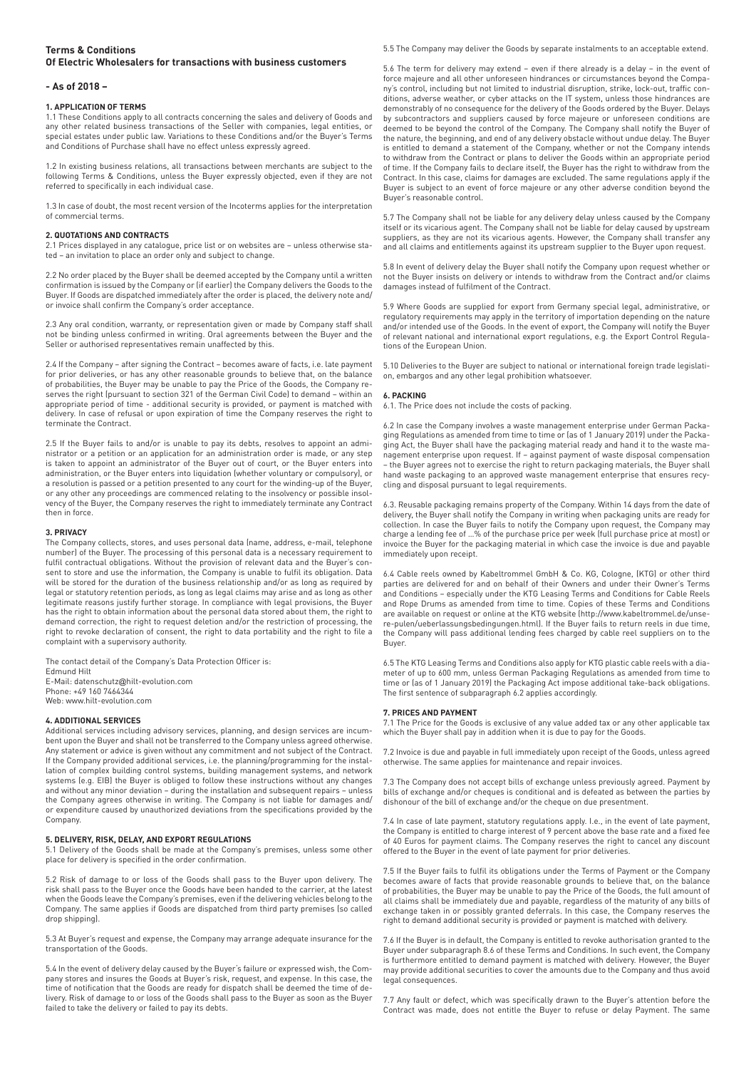# Terms & Conditions
## Of Electric Wholesalers for transactions with business customers

**- As of 2018 –**

### 1. APPLICATION OF TERMS

1.1 These Conditions apply to all contracts concerning the sales and delivery of Goods and any other related business transactions of the Seller with companies, legal entities, or special estates under public law. Variations to these Conditions and/or the Buyer's Terms and Conditions of Purchase shall have no effect unless expressly agreed.

1.2 In existing business relations, all transactions between merchants are subject to the following Terms & Conditions, unless the Buyer expressly objected, even if they are not referred to specifically in each individual case.

1.3 In case of doubt, the most recent version of the Incoterms applies for the interpretation of commercial terms.

### 2. QUOTATIONS AND CONTRACTS

2.1 Prices displayed in any catalogue, price list or on websites are – unless otherwise stated – an invitation to place an order only and subject to change.

2.2 No order placed by the Buyer shall be deemed accepted by the Company until a written confirmation is issued by the Company or (if earlier) the Company delivers the Goods to the Buyer. If Goods are dispatched immediately after the order is placed, the delivery note and/or invoice shall confirm the Company's order acceptance.

2.3 Any oral condition, warranty, or representation given or made by Company staff shall not be binding unless confirmed in writing. Oral agreements between the Buyer and the Seller or authorised representatives remain unaffected by this.

2.4 If the Company – after signing the Contract – becomes aware of facts, i.e. late payment for prior deliveries, or has any other reasonable grounds to believe that, on the balance of probabilities, the Buyer may be unable to pay the Price of the Goods, the Company reserves the right (pursuant to section 321 of the German Civil Code) to demand – within an appropriate period of time - additional security is provided, or payment is matched with delivery. In case of refusal or upon expiration of time the Company reserves the right to terminate the Contract.

2.5 If the Buyer fails to and/or is unable to pay its debts, resolves to appoint an administrator or a petition or an application for an administration order is made, or any step is taken to appoint an administrator of the Buyer out of court, or the Buyer enters into administration, or the Buyer enters into liquidation (whether voluntary or compulsory), or a resolution is passed or a petition presented to any court for the winding-up of the Buyer, or any other any proceedings are commenced relating to the insolvency or possible insolvency of the Buyer, the Company reserves the right to immediately terminate any Contract then in force.

### 3. PRIVACY

The Company collects, stores, and uses personal data (name, address, e-mail, telephone number) of the Buyer. The processing of this personal data is a necessary requirement to fulfil contractual obligations. Without the provision of relevant data and the Buyer's consent to store and use the information, the Company is unable to fulfil its obligation. Data will be stored for the duration of the business relationship and/or as long as required by legal or statutory retention periods, as long as legal claims may arise and as long as other legitimate reasons justify further storage. In compliance with legal provisions, the Buyer has the right to obtain information about the personal data stored about them, the right to demand correction, the right to request deletion and/or the restriction of processing, the right to revoke declaration of consent, the right to data portability and the right to file a complaint with a supervisory authority.

The contact detail of the Company's Data Protection Officer is:
Edmund Hilt
E-Mail: datenschutz@hilt-evolution.com
Phone: +49 160 7464344
Web: www.hilt-evolution.com

### 4. ADDITIONAL SERVICES

Additional services including advisory services, planning, and design services are incumbent upon the Buyer and shall not be transferred to the Company unless agreed otherwise. Any statement or advice is given without any commitment and not subject of the Contract. If the Company provided additional services, i.e. the planning/programming for the installation of complex building control systems, building management systems, and network systems (e.g. EIB) the Buyer is obliged to follow these instructions without any changes and without any minor deviation – during the installation and subsequent repairs – unless the Company agrees otherwise in writing. The Company is not liable for damages and/or expenditure caused by unauthorized deviations from the specifications provided by the Company.

### 5. DELIVERY, RISK, DELAY, AND EXPORT REGULATIONS

5.1 Delivery of the Goods shall be made at the Company's premises, unless some other place for delivery is specified in the order confirmation.

5.2 Risk of damage to or loss of the Goods shall pass to the Buyer upon delivery. The risk shall pass to the Buyer once the Goods have been handed to the carrier, at the latest when the Goods leave the Company's premises, even if the delivering vehicles belong to the Company. The same applies if Goods are dispatched from third party premises (so called drop shipping).

5.3 At Buyer's request and expense, the Company may arrange adequate insurance for the transportation of the Goods.

5.4 In the event of delivery delay caused by the Buyer's failure or expressed wish, the Company stores and insures the Goods at Buyer's risk, request, and expense. In this case, the time of notification that the Goods are ready for dispatch shall be deemed the time of delivery. Risk of damage to or loss of the Goods shall pass to the Buyer as soon as the Buyer failed to take the delivery or failed to pay its debts.

5.5 The Company may deliver the Goods by separate instalments to an acceptable extend.

5.6 The term for delivery may extend – even if there already is a delay – in the event of force majeure and all other unforeseen hindrances or circumstances beyond the Company's control, including but not limited to industrial disruption, strike, lock-out, traffic conditions, adverse weather, or cyber attacks on the IT system, unless those hindrances are demonstrably of no consequence for the delivery of the Goods ordered by the Buyer. Delays by subcontractors and suppliers caused by force majeure or unforeseen conditions are deemed to be beyond the control of the Company. The Company shall notify the Buyer of the nature, the beginning, and end of any delivery obstacle without undue delay. The Buyer is entitled to demand a statement of the Company, whether or not the Company intends to withdraw from the Contract or plans to deliver the Goods within an appropriate period of time. If the Company fails to declare itself, the Buyer has the right to withdraw from the Contract. In this case, claims for damages are excluded. The same regulations apply if the Buyer is subject to an event of force majeure or any other adverse condition beyond the Buyer's reasonable control.

5.7 The Company shall not be liable for any delivery delay unless caused by the Company itself or its vicarious agent. The Company shall not be liable for delay caused by upstream suppliers, as they are not its vicarious agents. However, the Company shall transfer any and all claims and entitlements against its upstream supplier to the Buyer upon request.

5.8 In event of delivery delay the Buyer shall notify the Company upon request whether or not the Buyer insists on delivery or intends to withdraw from the Contract and/or claims damages instead of fulfilment of the Contract.

5.9 Where Goods are supplied for export from Germany special legal, administrative, or regulatory requirements may apply in the territory of importation depending on the nature and/or intended use of the Goods. In the event of export, the Company will notify the Buyer of relevant national and international export regulations, e.g. the Export Control Regulations of the European Union.

5.10 Deliveries to the Buyer are subject to national or international foreign trade legislation, embargos and any other legal prohibition whatsoever.

### 6. PACKING

6.1. The Price does not include the costs of packing.

6.2 In case the Company involves a waste management enterprise under German Packaging Regulations as amended from time to time or (as of 1 January 2019) under the Packaging Act, the Buyer shall have the packaging material ready and hand it to the waste management enterprise upon request. If – against payment of waste disposal compensation – the Buyer agrees not to exercise the right to return packaging materials, the Buyer shall hand waste packaging to an approved waste management enterprise that ensures recycling and disposal pursuant to legal requirements.

6.3. Reusable packaging remains property of the Company. Within 14 days from the date of delivery, the Buyer shall notify the Company in writing when packaging units are ready for collection. In case the Buyer fails to notify the Company upon request, the Company may charge a lending fee of ...% of the purchase price per week (full purchase price at most) or invoice the Buyer for the packaging material in which case the invoice is due and payable immediately upon receipt.

6.4 Cable reels owned by Kabeltrommel GmbH & Co. KG, Cologne, (KTG) or other third parties are delivered for and on behalf of their Owners and under their Owner's Terms and Conditions – especially under the KTG Leasing Terms and Conditions for Cable Reels and Rope Drums as amended from time to time. Copies of these Terms and Conditions are available on request or online at the KTG website (http://www.kabeltrommel.de/unsere-pulen/ueberlassungsbedingungen.html). If the Buyer fails to return reels in due time, the Company will pass additional lending fees charged by cable reel suppliers on to the Buyer.

6.5 The KTG Leasing Terms and Conditions also apply for KTG plastic cable reels with a diameter of up to 600 mm, unless German Packaging Regulations as amended from time to time or (as of 1 January 2019) the Packaging Act impose additional take-back obligations. The first sentence of subparagraph 6.2 applies accordingly.

### 7. PRICES AND PAYMENT

7.1 The Price for the Goods is exclusive of any value added tax or any other applicable tax which the Buyer shall pay in addition when it is due to pay for the Goods.

7.2 Invoice is due and payable in full immediately upon receipt of the Goods, unless agreed otherwise. The same applies for maintenance and repair invoices.

7.3 The Company does not accept bills of exchange unless previously agreed. Payment by bills of exchange and/or cheques is conditional and is defeated as between the parties by dishonour of the bill of exchange and/or the cheque on due presentment.

7.4 In case of late payment, statutory regulations apply. I.e., in the event of late payment, the Company is entitled to charge interest of 9 percent above the base rate and a fixed fee of 40 Euros for payment claims. The Company reserves the right to cancel any discount offered to the Buyer in the event of late payment for prior deliveries.

7.5 If the Buyer fails to fulfil its obligations under the Terms of Payment or the Company becomes aware of facts that provide reasonable grounds to believe that, on the balance of probabilities, the Buyer may be unable to pay the Price of the Goods, the full amount of all claims shall be immediately due and payable, regardless of the maturity of any bills of exchange taken in or possibly granted deferrals. In this case, the Company reserves the right to demand additional security is provided or payment is matched with delivery.

7.6 If the Buyer is in default, the Company is entitled to revoke authorisation granted to the Buyer under subparagraph 8.6 of these Terms and Conditions. In such event, the Company is furthermore entitled to demand payment is matched with delivery. However, the Buyer may provide additional securities to cover the amounts due to the Company and thus avoid legal consequences.

7.7 Any fault or defect, which was specifically drawn to the Buyer's attention before the Contract was made, does not entitle the Buyer to refuse or delay Payment. The same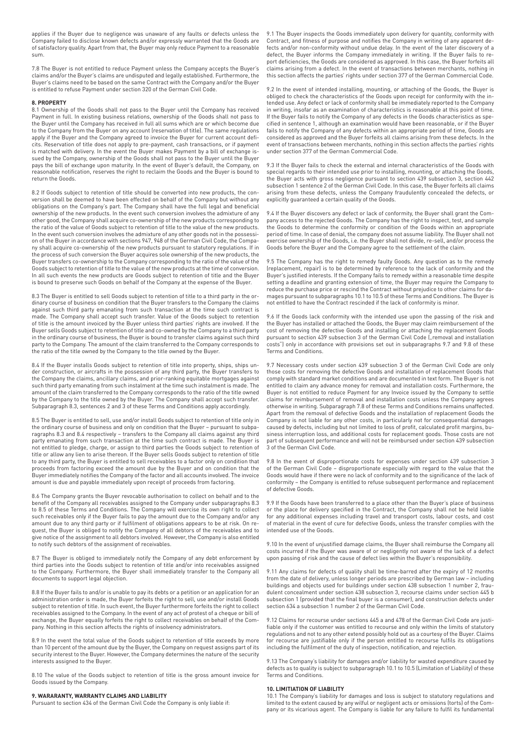applies if the Buyer due to negligence was unaware of any faults or defects unless the Company failed to disclose known defects and/or expressly warranted that the Goods are of satisfactory quality. Apart from that, the Buyer may only reduce Payment to a reasonable sum.

7.8 The Buyer is not entitled to reduce Payment unless the Company accepts the Buyer's claims and/or the Buyer's claims are undisputed and legally established. Furthermore, the Buyer's claims need to be based on the same Contract with the Company and/or the Buyer is entitled to refuse Payment under section 320 of the German Civil Code.

## 8. PROPERTY

8.1 Ownership of the Goods shall not pass to the Buyer until the Company has received Payment in full. In existing business relations, ownership of the Goods shall not pass to the Buyer until the Company has received in full all sums which are or which become due to the Company from the Buyer on any account (reservation of title). The same regulations apply if the Buyer and the Company agreed to invoice the Buyer for current account deficits. Reservation of title does not apply to pre-payment, cash transactions, or if payment is matched with delivery. In the event the Buyer makes Payment by a bill of exchange issued by the Company, ownership of the Goods shall not pass to the Buyer until the Buyer pays the bill of exchange upon maturity. In the event of Buyer's default, the Company, on reasonable notification, reserves the right to reclaim the Goods and the Buyer is bound to return the Goods.

8.2 If Goods subject to retention of title should be converted into new products, the conversion shall be deemed to have been effected on behalf of the Company but without any obligations on the Company's part. The Company shall have the full legal and beneficial ownership of the new products. In the event such conversion involves the admixture of any other good, the Company shall acquire co-ownership of the new products corresponding to the ratio of the value of Goods subject to retention of title to the value of the new products. In the event such conversion involves the admixture of any other goods not in the possession of the Buyer in accordance with sections 947, 948 of the German Civil Code, the Company shall acquire co-ownership of the new products pursuant to statutory regulations. If in the process of such conversion the Buyer acquires sole ownership of the new products, the Buyer transfers co-ownership to the Company corresponding to the ratio of the value of the Goods subject to retention of title to the value of the new products at the time of conversion. In all such events the new products are Goods subject to retention of title and the Buyer is bound to preserve such Goods on behalf of the Company at the expense of the Buyer.

8.3 The Buyer is entitled to sell Goods subject to retention of title to a third party in the ordinary course of business on condition that the Buyer transfers to the Company the claims against such third party emanating from such transaction at the time such contract is made. The Company shall accept such transfer. Value of the Goods subject to retention of title is the amount invoiced by the Buyer unless third parties' rights are involved. If the Buyer sells Goods subject to retention of title and co-owned by the Company to a third party in the ordinary course of business, the Buyer is bound to transfer claims against such third party to the Company. The amount of the claim transferred to the Company corresponds to the ratio of the title owned by the Company to the title owned by the Buyer.

8.4 If the Buyer installs Goods subject to retention of title into property, ships, ships under construction, or aircrafts in the possession of any third party, the Buyer transfers to the Company the claims, ancillary claims, and prior-ranking equitable mortgages against such third party emanating from such instalment at the time such instalment is made. The amount of the claim transferred to the Company corresponds to the ratio of the title owned by the Company to the title owned by the Buyer. The Company shall accept such transfer. Subparagraph 8.3, sentences 2 and 3 of these Terms and Conditions apply accordingly.

8.5 The Buyer is entitled to sell, use and/or install Goods subject to retention of title only in the ordinary course of business and only on condition that the Buyer – pursuant to subparagraphs 8.3 and 8.4 respectively – transfers to the Company all claims against any third party emanating from such transaction at the time such contract is made. The Buyer is not entitled to pledge, charge, or assign to third parties the Goods subject to retention of title or allow any lien to arise thereon. If the Buyer sells Goods subject to retention of title to any third party, the Buyer is entitled to sell receivables to a factor only on condition that proceeds from factoring exceed the amount due by the Buyer and on condition that the Buyer immediately notifies the Company of the factor and all accounts involved. The invoice amount is due and payable immediately upon receipt of proceeds from factoring.

8.6 The Company grants the Buyer revocable authorisation to collect on behalf and to the benefit of the Company all receivables assigned to the Company under subparagraphs 8.3 to 8.5 of these Terms and Conditions. The Company will exercise its own right to collect such receivables only if the Buyer fails to pay the amount due to the Company and/or any amount due to any third party or if fulfilment of obligations appears to be at risk. On request, the Buyer is obliged to notify the Company of all debtors of the receivables and to give notice of the assignment to all debtors involved. However, the Company is also entitled to notify such debtors of the assignment of receivables.

8.7 The Buyer is obliged to immediately notify the Company of any debt enforcement by third parties into the Goods subject to retention of title and/or into receivables assigned to the Company. Furthermore, the Buyer shall immediately transfer to the Company all documents to support legal objection.

8.8 If the Buyer fails to and/or is unable to pay its debts or a petition or an application for an administration order is made, the Buyer forfeits the right to sell, use and/or install Goods subject to retention of title. In such event, the Buyer furthermore forfeits the right to collect receivables assigned to the Company. In the event of any act of protest of a cheque or bill of exchange, the Buyer equally forfeits the right to collect receivables on behalf of the Company. Nothing in this section affects the rights of insolvency administrators.

8.9 In the event the total value of the Goods subject to retention of title exceeds by more than 10 percent of the amount due by the Buyer, the Company on request assigns part of its security interest to the Buyer. However, the Company determines the nature of the security interests assigned to the Buyer.

8.10 The value of the Goods subject to retention of title is the gross amount invoice for Goods issued by the Company.

## 9. WARARANTY, WARRANTY CLAIMS AND LIABILITY

Pursuant to section 434 of the German Civil Code the Company is only liable if:

9.1 The Buyer inspects the Goods immediately upon delivery for quantity, conformity with Contract, and fitness of purpose and notifies the Company in writing of any apparent defects and/or non-conformity without undue delay. In the event of the later discovery of a defect, the Buyer informs the Company immediately in writing. If the Buyer fails to report deficiencies, the Goods are considered as approved. In this case, the Buyer forfeits all claims arising from a defect. In the event of transactions between merchants, nothing in this section affects the parties' rights under section 377 of the German Commercial Code.

9.2 In the event of intended installing, mounting, or attaching of the Goods, the Buyer is obliged to check the characteristics of the Goods upon receipt for conformity with the intended use. Any defect or lack of conformity shall be immediately reported to the Company in writing, insofar as an examination of characteristics is reasonable at this point of time. If the Buyer fails to notify the Company of any defects in the Goods characteristics as specified in sentence 1, although an examination would have been reasonable, or if the Buyer fails to notify the Company of any defects within an appropriate period of time, Goods are considered as approved and the Buyer forfeits all claims arising from these defects. In the event of transactions between merchants, nothing in this section affects the parties' rights under section 377 of the German Commercial Code.

9.3 If the Buyer fails to check the external and internal characteristics of the Goods with special regards to their intended use prior to installing, mounting, or attaching the Goods, the Buyer acts with gross negligence pursuant to section 439 subsection 3, section 442 subsection 1 sentence 2 of the German Civil Code. In this case, the Buyer forfeits all claims arising from these defects, unless the Company fraudulently concealed the defects, or explicitly guaranteed a certain quality of the Goods.

9.4 If the Buyer discovers any defect or lack of conformity, the Buyer shall grant the Company access to the rejected Goods. The Company has the right to inspect, test, and sample the Goods to determine the conformity or condition of the Goods within an appropriate period of time. In case of denial, the company does not assume liability. The Buyer shall not exercise ownership of the Goods, i.e. the Buyer shall not divide, re-sell, and/or process the Goods before the Buyer and the Company agree to the settlement of the claim.

9.5 The Company has the right to remedy faulty Goods. Any question as to the remedy (replacement, repair) is to be determined by reference to the lack of conformity and the Buyer's justified interests. If the Company fails to remedy within a reasonable time despite setting a deadline and granting extension of time, the Buyer may require the Company to reduce the purchase price or rescind the Contract without prejudice to other claims for damages pursuant to subparagraphs 10.1 to 10.5 of these Terms and Conditions. The Buyer is not entitled to have the Contract rescinded if the lack of conformity is minor.

9.6 If the Goods lack conformity with the intended use upon the passing of the risk and the Buyer has installed or attached the Goods, the Buyer may claim reimbursement of the cost of removing the defective Goods and installing or attaching the replacement Goods pursuant to section 439 subsection 3 of the German Civil Code („removal and installation costs") only in accordance with provisions set out in subparagraphs 9.7 and 9.8 of these Terms and Conditions.

9.7 Necessary costs under section 439 subsection 3 of the German Civil Code are only those costs for removing the defective Goods and installation of replacement Goods that comply with standard market conditions and are documented in text form. The Buyer is not entitled to claim any advance money for removal and installation costs. Furthermore, the Buyer is not entitled to reduce Payment for any Invoice issued by the Company to settle claims for reimbursement of removal and installation costs unless the Company agrees otherwise in writing. Subparagraph 7.8 of these Terms and Conditions remains unaffected. Apart from the removal of defective Goods and the installation of replacement Goods the Company is not liable for any other costs, in particularly not for consequential damages caused by defects, including but not limited to loss of profit, calculated profit margins, business interruption loss, and additional costs for replacement goods. Those costs are not part of subsequent performance and will not be reimbursed under section 439 subsection 3 of the German Civil Code.

9.8 In the event of disproportionate costs for expenses under section 439 subsection 3 of the German Civil Code – disproportionate especially with regard to the value that the Goods would have if there were no lack of conformity and to the significance of the lack of conformity – the Company is entitled to refuse subsequent performance and replacement of defective Goods.

9.9 If the Goods have been transferred to a place other than the Buyer's place of business or the place for delivery specified in the Contract, the Company shall not be held liable for any additional expenses including travel and transport costs, labour costs, and cost of material in the event of cure for defective Goods, unless the transfer complies with the intended use of the Goods.

9.10 In the event of unjustified damage claims, the Buyer shall reimburse the Company all costs incurred if the Buyer was aware of or negligently not aware of the lack of a defect upon passing of risk and the cause of defect lies within the Buyer's responsibility.

9.11 Any claims for defects of quality shall be time-barred after the expiry of 12 months from the date of delivery, unless longer periods are prescribed by German law – including buildings and objects used for buildings under section 438 subsection 1 number 2, fraudulent concealment under section 438 subsection 3, recourse claims under section 445 b subsection 1 (provided that the final buyer is a consumer), and construction defects under section 634 a subsection 1 number 2 of the German Civil Code.

9.12 Claims for recourse under sections 445 a and 478 of the German Civil Code are justifiable only if the customer was entitled to recourse and only within the limits of statutory regulations and not to any other extend possibly hold out as a courtesy of the Buyer. Claims for recourse are justifiable only if the person entitled to recourse fulfils its obligations including the fulfilment of the duty of inspection, notification, and rejection.

9.13 The Company's liability for damages and/or liability for wasted expenditure caused by defects as to quality is subject to subparagraph 10.1 to 10.5 (Limitation of Liability) of these Terms and Conditions.

## 10. LIMITIATION OF LIABILITY

10.1 The Company's liability for damages and loss is subject to statutory regulations and limited to the extent caused by any wilful or negligent acts or omissions (torts) of the Company or its vicarious agent. The Company is liable for any failure to fulfil its fundamental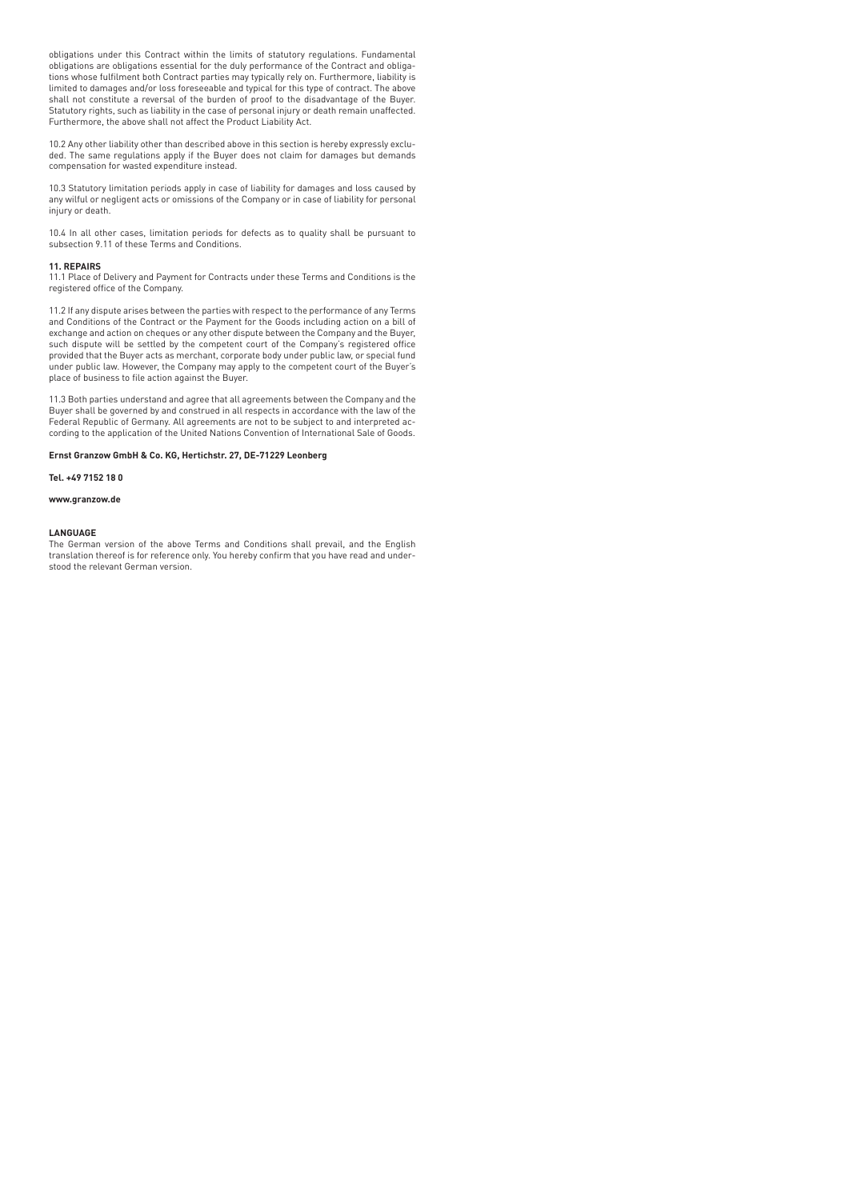obligations under this Contract within the limits of statutory regulations. Fundamental obligations are obligations essential for the duly performance of the Contract and obligations whose fulfilment both Contract parties may typically rely on. Furthermore, liability is limited to damages and/or loss foreseeable and typical for this type of contract. The above shall not constitute a reversal of the burden of proof to the disadvantage of the Buyer. Statutory rights, such as liability in the case of personal injury or death remain unaffected. Furthermore, the above shall not affect the Product Liability Act.

10.2 Any other liability other than described above in this section is hereby expressly excluded. The same regulations apply if the Buyer does not claim for damages but demands compensation for wasted expenditure instead.

10.3 Statutory limitation periods apply in case of liability for damages and loss caused by any wilful or negligent acts or omissions of the Company or in case of liability for personal injury or death.

10.4 In all other cases, limitation periods for defects as to quality shall be pursuant to subsection 9.11 of these Terms and Conditions.

**11. REPAIRS**

11.1 Place of Delivery and Payment for Contracts under these Terms and Conditions is the registered office of the Company.

11.2 If any dispute arises between the parties with respect to the performance of any Terms and Conditions of the Contract or the Payment for the Goods including action on a bill of exchange and action on cheques or any other dispute between the Company and the Buyer, such dispute will be settled by the competent court of the Company's registered office provided that the Buyer acts as merchant, corporate body under public law, or special fund under public law. However, the Company may apply to the competent court of the Buyer's place of business to file action against the Buyer.

11.3 Both parties understand and agree that all agreements between the Company and the Buyer shall be governed by and construed in all respects in accordance with the law of the Federal Republic of Germany. All agreements are not to be subject to and interpreted according to the application of the United Nations Convention of International Sale of Goods.

**Ernst Granzow GmbH & Co. KG, Hertichstr. 27, DE-71229 Leonberg**

**Tel. +49 7152 18 0**

**www.granzow.de**

**LANGUAGE**

The German version of the above Terms and Conditions shall prevail, and the English translation thereof is for reference only. You hereby confirm that you have read and understood the relevant German version.